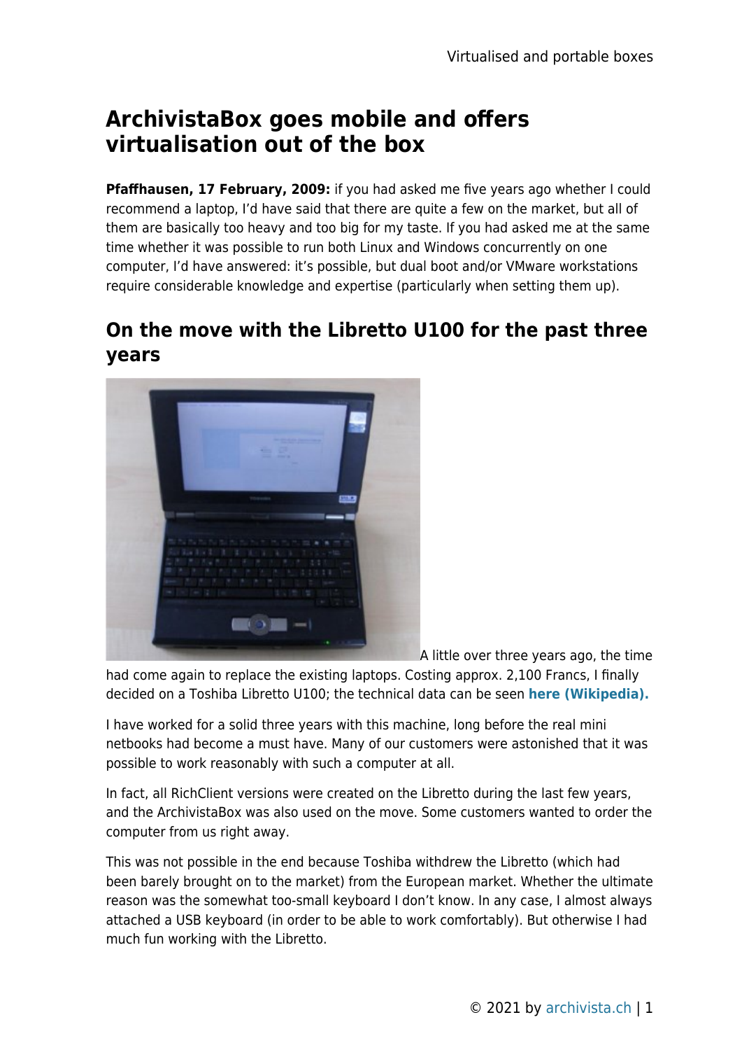# ArchivistaBox goes mobile and offers virtualisation out of the box

**Pfaffhausen, 17 February, 2009:** if you had asked me five years ago whether I could recommend a laptop, I'd have said that there are quite a few on the market, but all of them are basically too heavy and too big for my taste. If you had asked me at the same time whether it was possible to run both Linux and Windows concurrently on one computer, I'd have answered: it's possible, but dual boot and/or VMware workstations require considerable knowledge and expertise (particularly when setting them up).

## On the move with the Libretto U100 for the past three years

A little over three years ago, the time had come again to replace the existing laptops. Costing approx. 2,100 Francs, I finally decided on a Toshiba Libretto U100; the technical data can be seen **here (Wikipedia).**

I have worked for a solid three years with this machine, long before the real mini netbooks had become a must have. Many of our customers were astonished that it was possible to work reasonably with such a computer at all.

In fact, all RichClient versions were created on the Libretto during the last few years, and the ArchivistaBox was also used on the move. Some customers wanted to order the computer from us right away.

This was not possible in the end because Toshiba withdrew the Libretto (which had been barely brought on to the market) from the European market. Whether the ultimate reason was the somewhat too-small keyboard I don't know. In any case, I almost always attached a USB keyboard (in order to be able to work comfortably). But otherwise I had much fun working with the Libretto.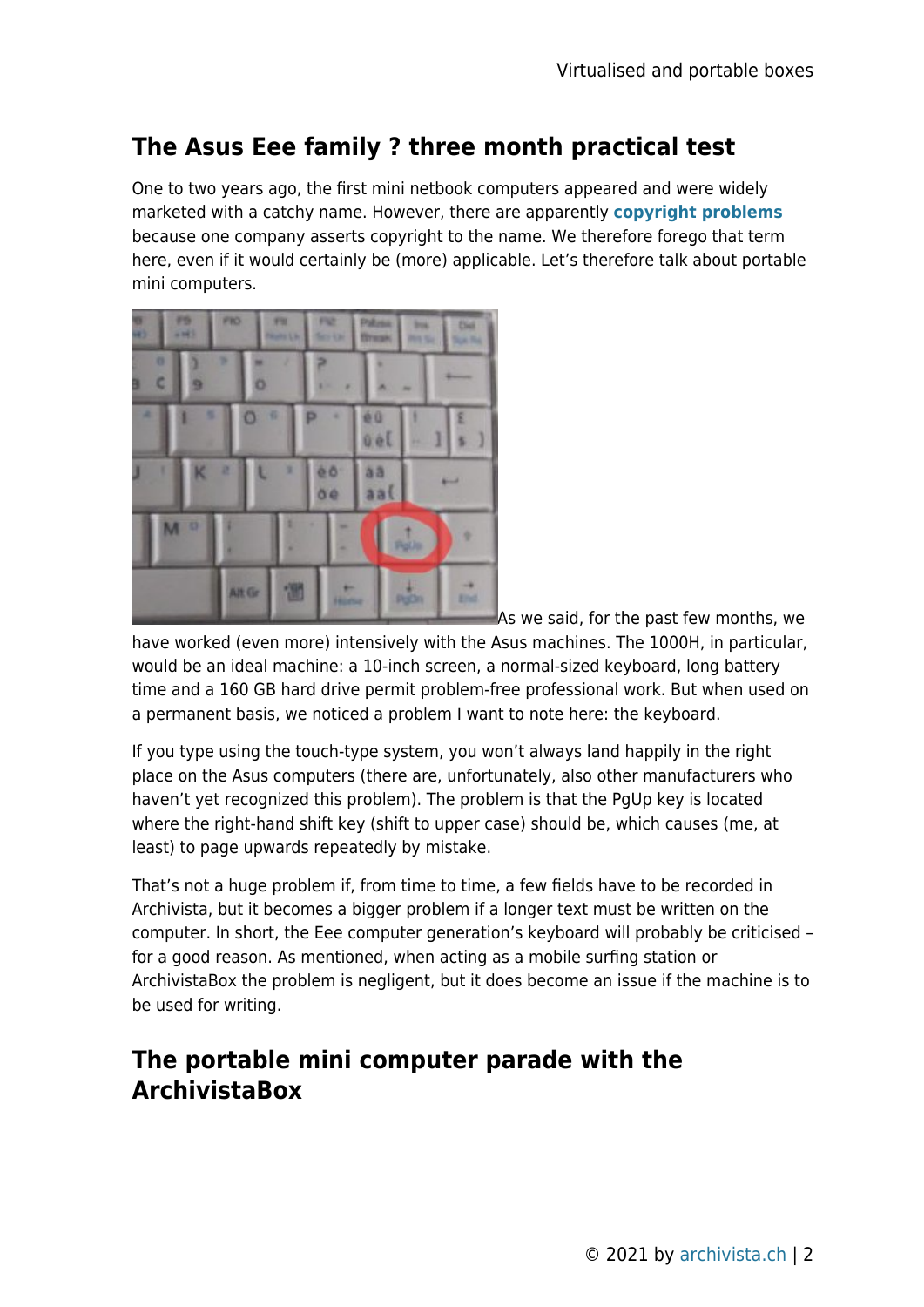## The Asus Eee family ? three month practical test

One to two years ago, the first mini netbook computers appeared and were widely marketed with a catchy name. However, there are apparently **copyright problems** because one company asserts copyright to the name. We therefore forego that term here, even if it would certainly be (more) applicable. Let's therefore talk about portable mini computers.

As we said, for the past few months, we have worked (even more) intensively with the Asus machines. The 1000H, in particular, would be an ideal machine: a 10-inch screen, a normal-sized keyboard, long battery time and a 160 GB hard drive permit problem-free professional work. But when used on a permanent basis, we noticed a problem I want to note here: the keyboard.

If you type using the touch-type system, you won't always land happily in the right place on the Asus computers (there are, unfortunately, also other manufacturers who haven't yet recognized this problem). The problem is that the PgUp key is located where the right-hand shift key (shift to upper case) should be, which causes (me, at least) to page upwards repeatedly by mistake.

That's not a huge problem if, from time to time, a few fields have to be recorded in Archivista, but it becomes a bigger problem if a longer text must be written on the computer. In short, the Eee computer generation's keyboard will probably be criticised – for a good reason. As mentioned, when acting as a mobile surfing station or ArchivistaBox the problem is negligent, but it does become an issue if the machine is to be used for writing.

## The portable mini computer parade with the ArchivistaBox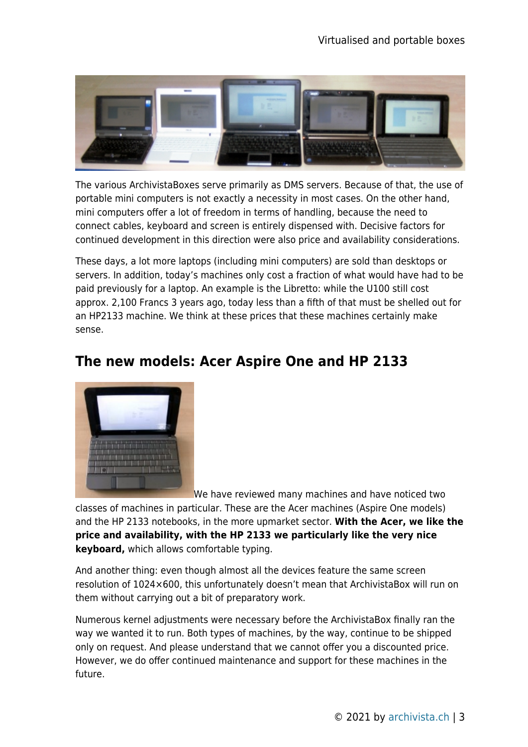The various ArchivistaBoxes serve primarily as DMS servers. Because of that, the use of portable mini computers is not exactly a necessity in most cases. On the other hand, mini computers offer a lot of freedom in terms of handling, because the need to connect cables, keyboard and screen is entirely dispensed with. Decisive factors for continued development in this direction were also price and availability considerations.

These days, a lot more laptops (including mini computers) are sold than desktops or servers. In addition, today's machines only cost a fraction of what would have had to be paid previously for a laptop. An example is the Libretto: while the U100 still cost approx. 2,100 Francs 3 years ago, today less than a fifth of that must be shelled out for an HP2133 machine. We think at these prices that these machines certainly make sense.

## The new models: Acer Aspire One and HP 2133

We have reviewed many machines and have noticed two classes of machines in particular. These are the Acer machines (Aspire One models) and the HP 2133 notebooks, in the more upmarket sector. **With the Acer, we like the price and availability, with the HP 2133 we particularly like the very nice keyboard,** which allows comfortable typing.

And another thing: even though almost all the devices feature the same screen resolution of 1024×600, this unfortunately doesn't mean that ArchivistaBox will run on them without carrying out a bit of preparatory work.

Numerous kernel adjustments were necessary before the ArchivistaBox finally ran the way we wanted it to run. Both types of machines, by the way, continue to be shipped only on request. And please understand that we cannot offer you a discounted price. However, we do offer continued maintenance and support for these machines in the future.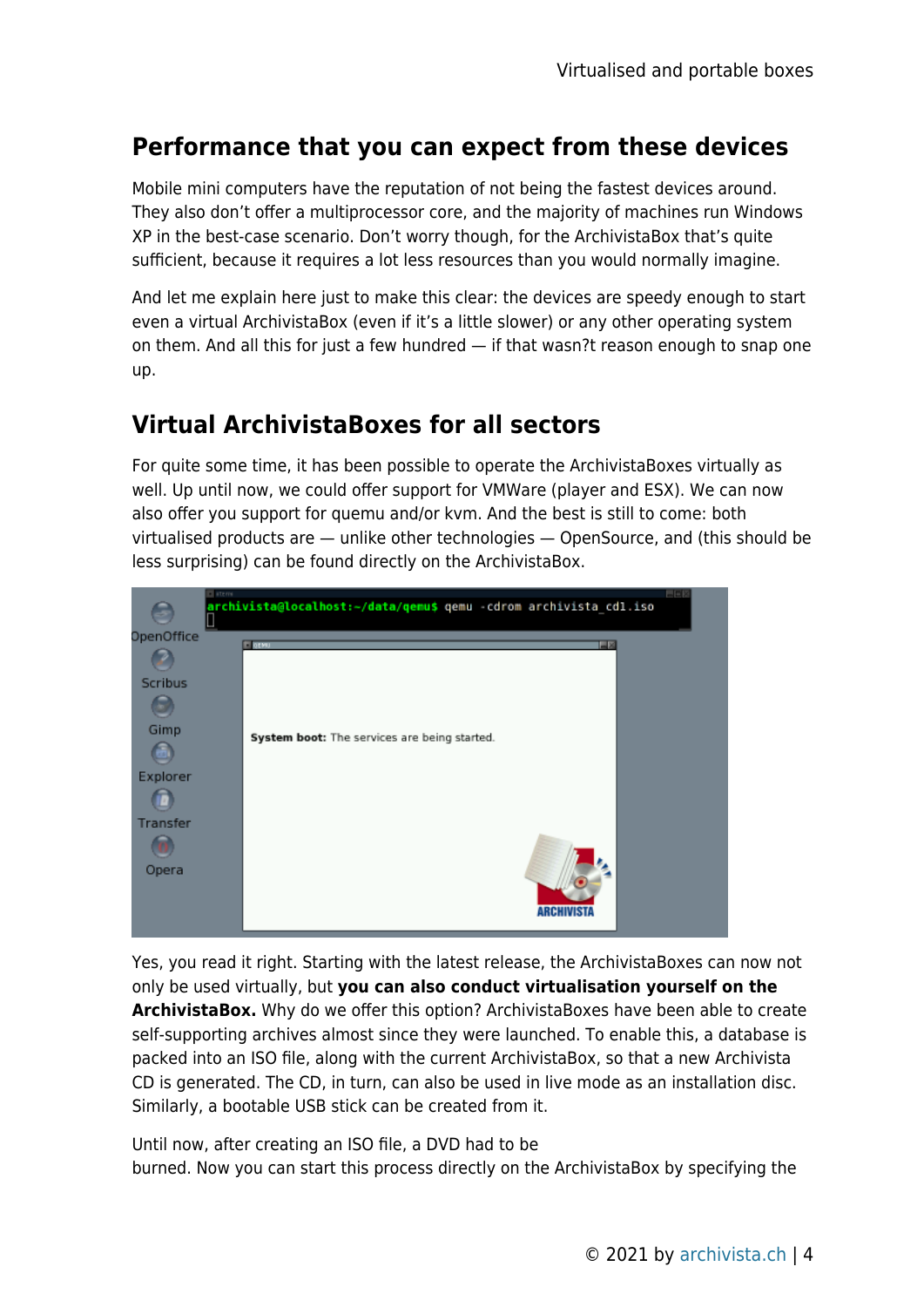## Performance that you can expect from these devices

Mobile mini computers have the reputation of not being the fastest devices around. They also don't offer a multiprocessor core, and the majority of machines run Windows XP in the best-case scenario. Don't worry though, for the ArchivistaBox that's quite sufficient, because it requires a lot less resources than you would normally imagine.

And let me explain here just to make this clear: the devices are speedy enough to start even a virtual ArchivistaBox (even if it's a little slower) or any other operating system on them. And all this for just a few hundred — if that wasn?t reason enough to snap one up.

## Virtual ArchivistaBoxes for all sectors

For quite some time, it has been possible to operate the ArchivistaBoxes virtually as well. Up until now, we could offer support for VMWare (player and ESX). We can now also offer you support for quemu and/or kvm. And the best is still to come: both virtualised products are — unlike other technologies — OpenSource, and (this should be less surprising) can be found directly on the ArchivistaBox.

Yes, you read it right. Starting with the latest release, the ArchivistaBoxes can now not only be used virtually, but **you can also conduct virtualisation yourself on the ArchivistaBox.** Why do we offer this option? ArchivistaBoxes have been able to create self-supporting archives almost since they were launched. To enable this, a database is packed into an ISO file, along with the current ArchivistaBox, so that a new Archivista CD is generated. The CD, in turn, can also be used in live mode as an installation disc. Similarly, a bootable USB stick can be created from it.

Until now, after creating an ISO file, a DVD had to be burned. Now you can start this process directly on the ArchivistaBox by specifying the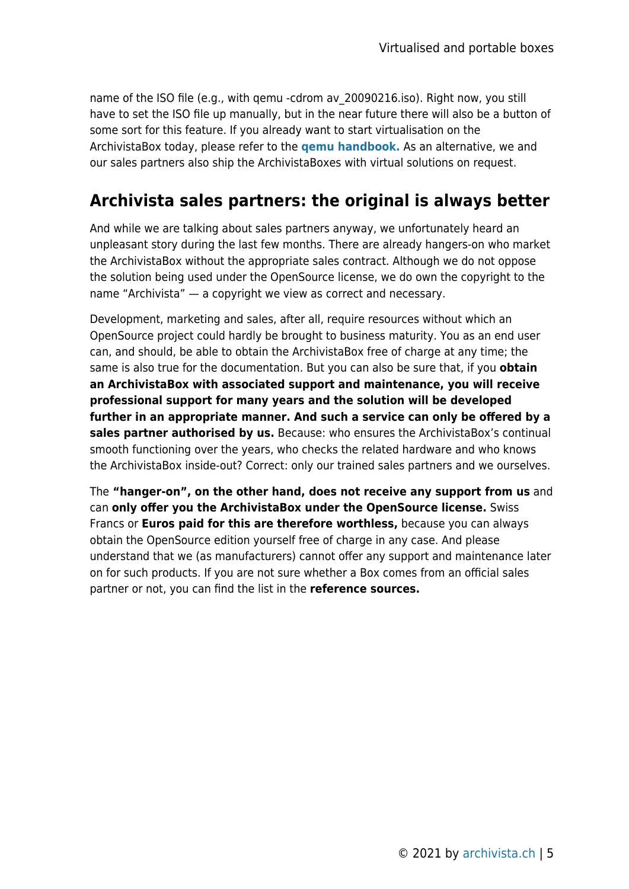name of the ISO file (e.g., with qemu -cdrom av_20090216.iso). Right now, you still have to set the ISO file up manually, but in the near future there will also be a button of some sort for this feature. If you already want to start virtualisation on the ArchivistaBox today, please refer to the **qemu handbook.** As an alternative, we and our sales partners also ship the ArchivistaBoxes with virtual solutions on request.

## Archivista sales partners: the original is always better

And while we are talking about sales partners anyway, we unfortunately heard an unpleasant story during the last few months. There are already hangers-on who market the ArchivistaBox without the appropriate sales contract. Although we do not oppose the solution being used under the OpenSource license, we do own the copyright to the name “Archivista” — a copyright we view as correct and necessary.

Development, marketing and sales, after all, require resources without which an OpenSource project could hardly be brought to business maturity. You as an end user can, and should, be able to obtain the ArchivistaBox free of charge at any time; the same is also true for the documentation. But you can also be sure that, if you **obtain an ArchivistaBox with associated support and maintenance, you will receive professional support for many years and the solution will be developed further in an appropriate manner. And such a service can only be offered by a sales partner authorised by us.** Because: who ensures the ArchivistaBox’s continual smooth functioning over the years, who checks the related hardware and who knows the ArchivistaBox inside-out? Correct: only our trained sales partners and we ourselves.

The **“hanger-on”, on the other hand, does not receive any support from us** and can **only offer you the ArchivistaBox under the OpenSource license.** Swiss Francs or **Euros paid for this are therefore worthless,** because you can always obtain the OpenSource edition yourself free of charge in any case. And please understand that we (as manufacturers) cannot offer any support and maintenance later on for such products. If you are not sure whether a Box comes from an official sales partner or not, you can find the list in the **reference sources.**